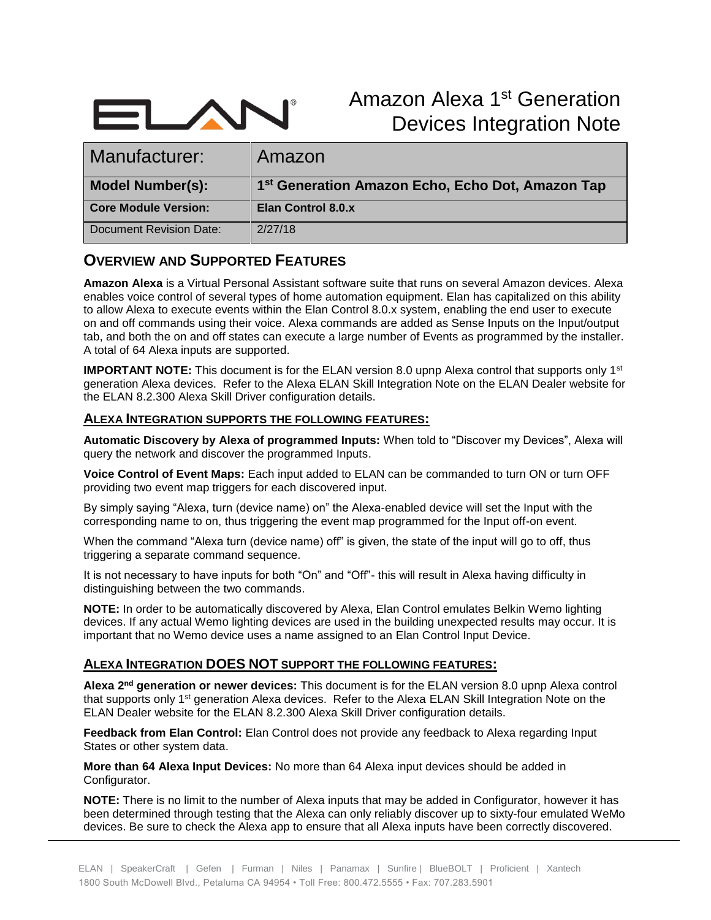# Amazon Alexa 1st Generation Devices Integration Note

| Manufacturer: | Amazon |
|---|---|
| **Model Number(s):** | **1st Generation Amazon Echo, Echo Dot, Amazon Tap** |
| **Core Module Version:** | **Elan Control 8.0.x** |
| Document Revision Date: | 2/27/18 |

## OVERVIEW AND SUPPORTED FEATURES

**Amazon Alexa** is a Virtual Personal Assistant software suite that runs on several Amazon devices. Alexa enables voice control of several types of home automation equipment. Elan has capitalized on this ability to allow Alexa to execute events within the Elan Control 8.0.x system, enabling the end user to execute on and off commands using their voice. Alexa commands are added as Sense Inputs on the Input/output tab, and both the on and off states can execute a large number of Events as programmed by the installer. A total of 64 Alexa inputs are supported.

**IMPORTANT NOTE:** This document is for the ELAN version 8.0 upnp Alexa control that supports only 1st generation Alexa devices. Refer to the Alexa ELAN Skill Integration Note on the ELAN Dealer website for the ELAN 8.2.300 Alexa Skill Driver configuration details.

### ALEXA INTEGRATION SUPPORTS THE FOLLOWING FEATURES:

**Automatic Discovery by Alexa of programmed Inputs:** When told to "Discover my Devices", Alexa will query the network and discover the programmed Inputs.

**Voice Control of Event Maps:** Each input added to ELAN can be commanded to turn ON or turn OFF providing two event map triggers for each discovered input.

By simply saying "Alexa, turn (device name) on" the Alexa-enabled device will set the Input with the corresponding name to on, thus triggering the event map programmed for the Input off-on event.

When the command "Alexa turn (device name) off" is given, the state of the input will go to off, thus triggering a separate command sequence.

It is not necessary to have inputs for both "On" and "Off"- this will result in Alexa having difficulty in distinguishing between the two commands.

**NOTE:** In order to be automatically discovered by Alexa, Elan Control emulates Belkin Wemo lighting devices. If any actual Wemo lighting devices are used in the building unexpected results may occur. It is important that no Wemo device uses a name assigned to an Elan Control Input Device.

### ALEXA INTEGRATION DOES NOT SUPPORT THE FOLLOWING FEATURES:

**Alexa 2nd generation or newer devices:** This document is for the ELAN version 8.0 upnp Alexa control that supports only 1st generation Alexa devices. Refer to the Alexa ELAN Skill Integration Note on the ELAN Dealer website for the ELAN 8.2.300 Alexa Skill Driver configuration details.

**Feedback from Elan Control:** Elan Control does not provide any feedback to Alexa regarding Input States or other system data.

**More than 64 Alexa Input Devices:** No more than 64 Alexa input devices should be added in Configurator.

**NOTE:** There is no limit to the number of Alexa inputs that may be added in Configurator, however it has been determined through testing that the Alexa can only reliably discover up to sixty-four emulated WeMo devices. Be sure to check the Alexa app to ensure that all Alexa inputs have been correctly discovered.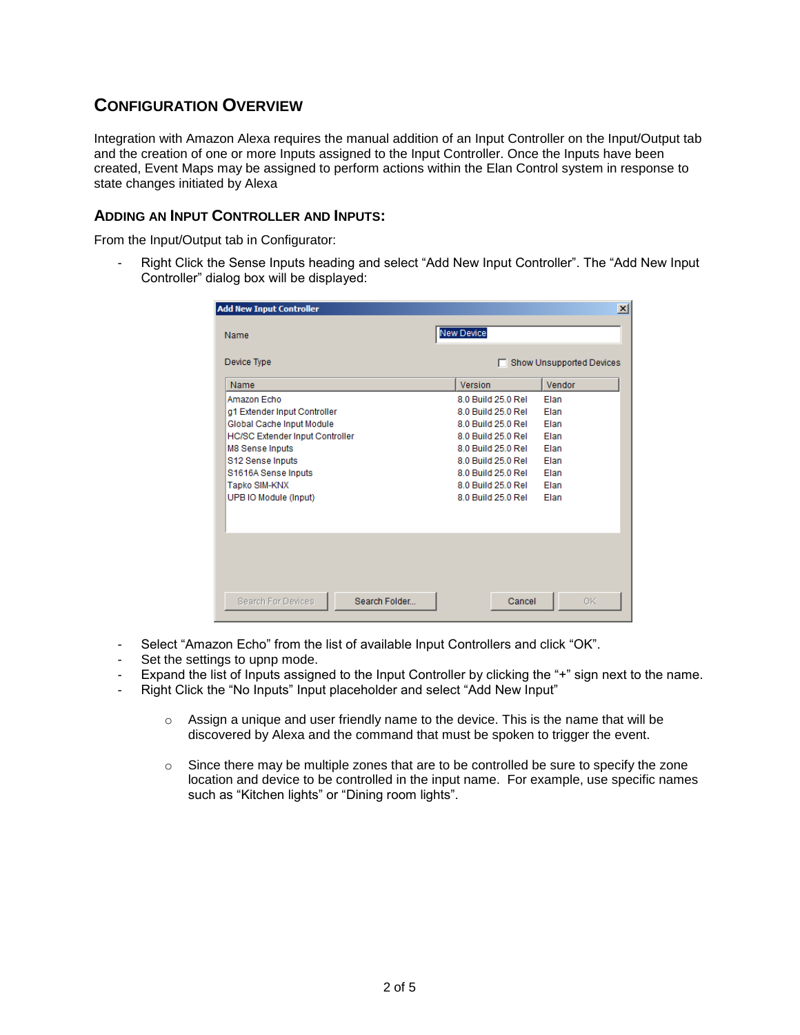## Configuration Overview

Integration with Amazon Alexa requires the manual addition of an Input Controller on the Input/Output tab and the creation of one or more Inputs assigned to the Input Controller. Once the Inputs have been created, Event Maps may be assigned to perform actions within the Elan Control system in response to state changes initiated by Alexa

### Adding an Input Controller and Inputs:

From the Input/Output tab in Configurator:

- Right Click the Sense Inputs heading and select “Add New Input Controller”. The “Add New Input Controller” dialog box will be displayed:

- Select “Amazon Echo” from the list of available Input Controllers and click “OK”.
- Set the settings to upnp mode.
- Expand the list of Inputs assigned to the Input Controller by clicking the “+” sign next to the name.
- Right Click the “No Inputs” Input placeholder and select “Add New Input”
    - Assign a unique and user friendly name to the device. This is the name that will be discovered by Alexa and the command that must be spoken to trigger the event.
    - Since there may be multiple zones that are to be controlled be sure to specify the zone location and device to be controlled in the input name. For example, use specific names such as “Kitchen lights” or “Dining room lights”.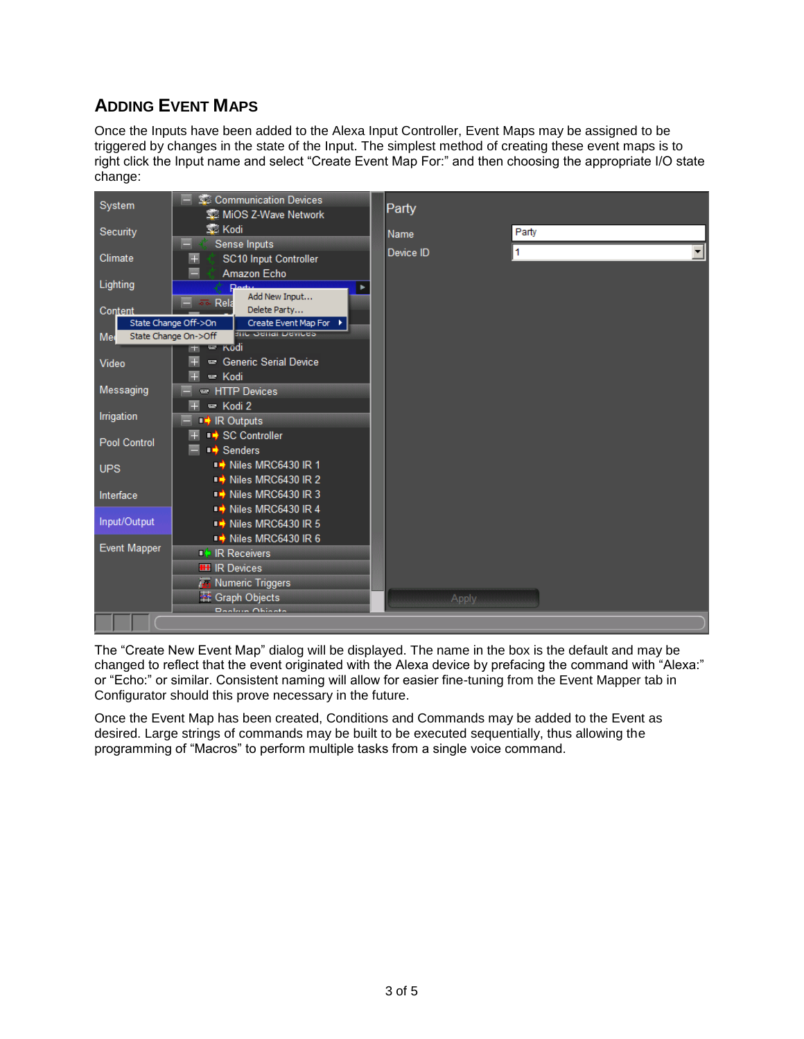## Adding Event Maps

Once the Inputs have been added to the Alexa Input Controller, Event Maps may be assigned to be triggered by changes in the state of the Input. The simplest method of creating these event maps is to right click the Input name and select "Create Event Map For:" and then choosing the appropriate I/O state change:

The "Create New Event Map" dialog will be displayed. The name in the box is the default and may be changed to reflect that the event originated with the Alexa device by prefacing the command with "Alexa:" or "Echo:" or similar. Consistent naming will allow for easier fine-tuning from the Event Mapper tab in Configurator should this prove necessary in the future.

Once the Event Map has been created, Conditions and Commands may be added to the Event as desired. Large strings of commands may be built to be executed sequentially, thus allowing the programming of "Macros" to perform multiple tasks from a single voice command.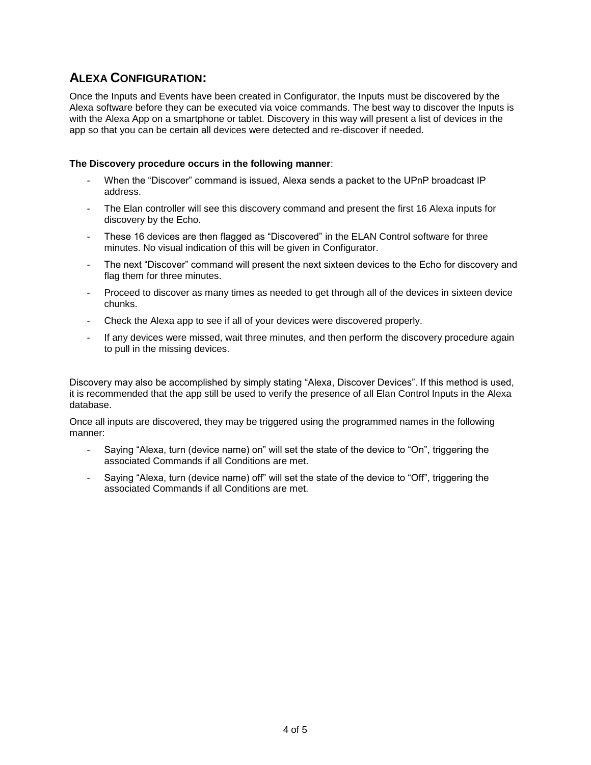## ALEXA CONFIGURATION:

Once the Inputs and Events have been created in Configurator, the Inputs must be discovered by the Alexa software before they can be executed via voice commands. The best way to discover the Inputs is with the Alexa App on a smartphone or tablet. Discovery in this way will present a list of devices in the app so that you can be certain all devices were detected and re-discover if needed.

**The Discovery procedure occurs in the following manner**:

- When the "Discover" command is issued, Alexa sends a packet to the UPnP broadcast IP address.
- The Elan controller will see this discovery command and present the first 16 Alexa inputs for discovery by the Echo.
- These 16 devices are then flagged as "Discovered" in the ELAN Control software for three minutes. No visual indication of this will be given in Configurator.
- The next "Discover" command will present the next sixteen devices to the Echo for discovery and flag them for three minutes.
- Proceed to discover as many times as needed to get through all of the devices in sixteen device chunks.
- Check the Alexa app to see if all of your devices were discovered properly.
- If any devices were missed, wait three minutes, and then perform the discovery procedure again to pull in the missing devices.

Discovery may also be accomplished by simply stating "Alexa, Discover Devices". If this method is used, it is recommended that the app still be used to verify the presence of all Elan Control Inputs in the Alexa database.

Once all inputs are discovered, they may be triggered using the programmed names in the following manner:

- Saying "Alexa, turn (device name) on" will set the state of the device to "On", triggering the associated Commands if all Conditions are met.
- Saying "Alexa, turn (device name) off" will set the state of the device to "Off", triggering the associated Commands if all Conditions are met.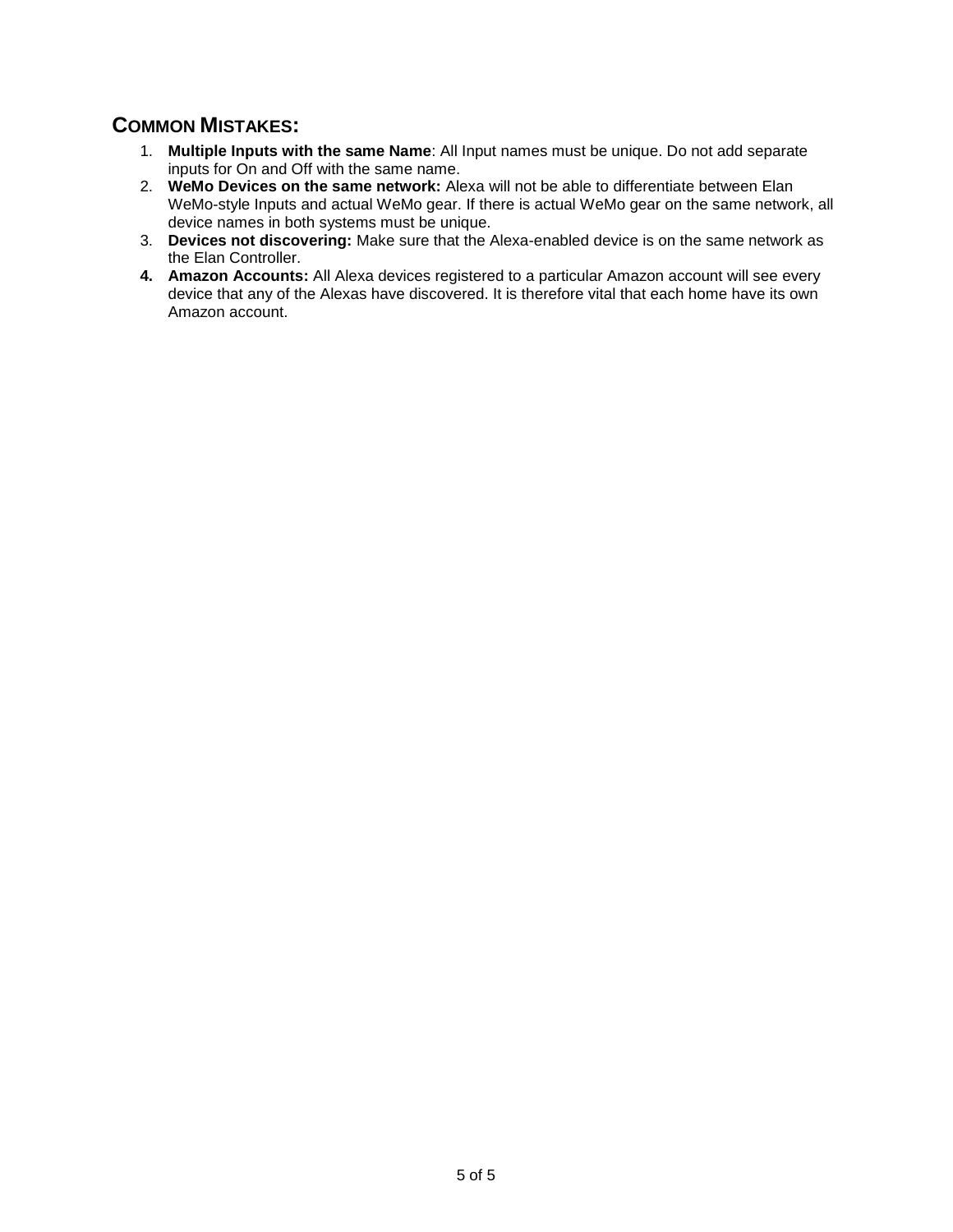## COMMON MISTAKES:

1. **Multiple Inputs with the same Name**: All Input names must be unique. Do not add separate inputs for On and Off with the same name.
2. **WeMo Devices on the same network:** Alexa will not be able to differentiate between Elan WeMo-style Inputs and actual WeMo gear. If there is actual WeMo gear on the same network, all device names in both systems must be unique.
3. **Devices not discovering:** Make sure that the Alexa-enabled device is on the same network as the Elan Controller.
4. **Amazon Accounts:** All Alexa devices registered to a particular Amazon account will see every device that any of the Alexas have discovered. It is therefore vital that each home have its own Amazon account.